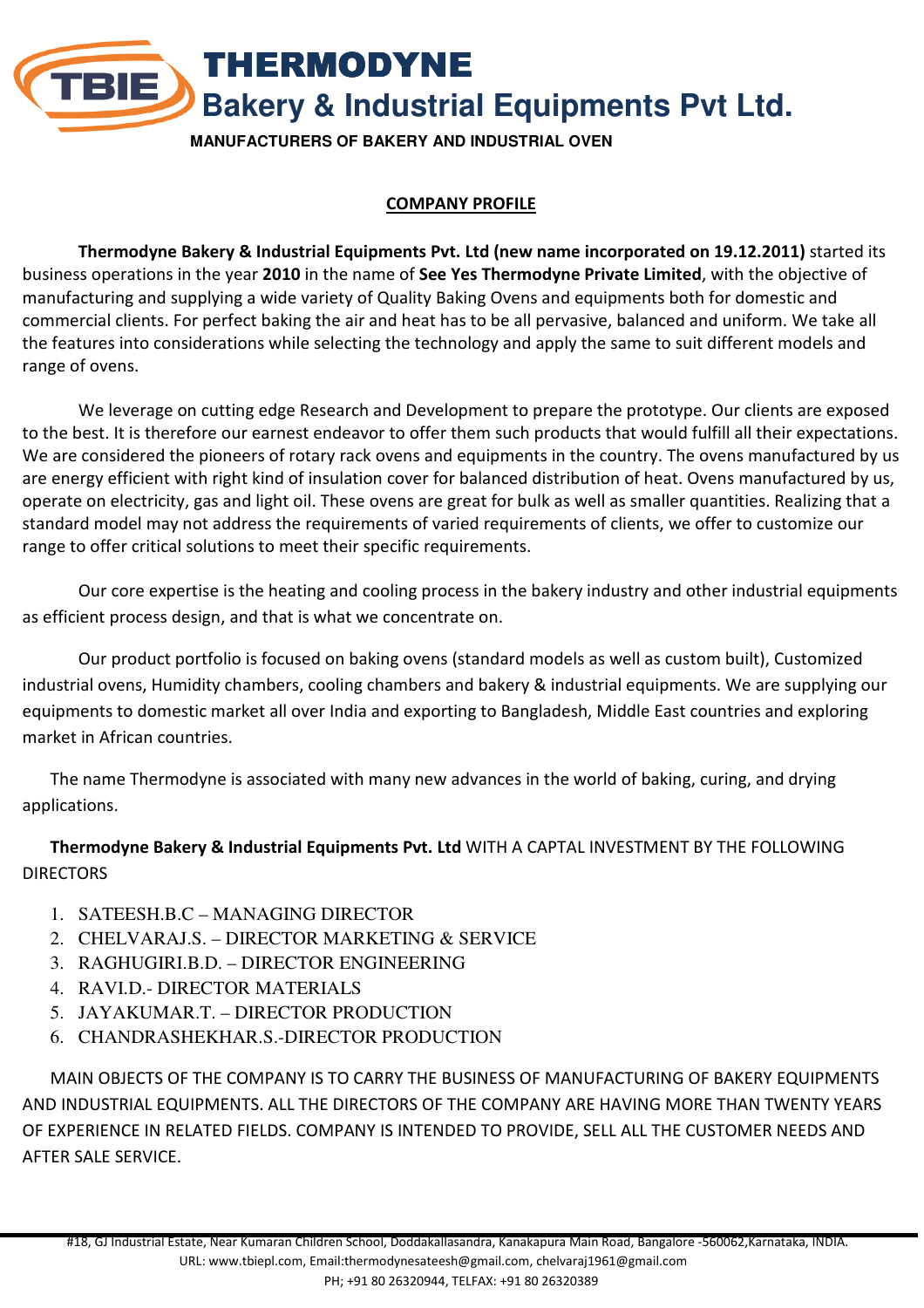# THERMODYNE

## Bakery & Industrial Equipments Pvt Ltd.

**MANUFACTURERS OF BAKERY AND INDUSTRIAL OVEN**

## COMPANY PROFILE

**Thermodyne Bakery & Industrial Equipments Pvt. Ltd (new name incorporated on 19.12.2011)** started its business operations in the year **2010** in the name of **See Yes Thermodyne Private Limited**, with the objective of manufacturing and supplying a wide variety of Quality Baking Ovens and equipments both for domestic and commercial clients. For perfect baking the air and heat has to be all pervasive, balanced and uniform. We take all the features into considerations while selecting the technology and apply the same to suit different models and range of ovens.

We leverage on cutting edge Research and Development to prepare the prototype. Our clients are exposed to the best. It is therefore our earnest endeavor to offer them such products that would fulfill all their expectations. We are considered the pioneers of rotary rack ovens and equipments in the country. The ovens manufactured by us are energy efficient with right kind of insulation cover for balanced distribution of heat. Ovens manufactured by us, operate on electricity, gas and light oil. These ovens are great for bulk as well as smaller quantities. Realizing that a standard model may not address the requirements of varied requirements of clients, we offer to customize our range to offer critical solutions to meet their specific requirements.

Our core expertise is the heating and cooling process in the bakery industry and other industrial equipments as efficient process design, and that is what we concentrate on.

Our product portfolio is focused on baking ovens (standard models as well as custom built), Customized industrial ovens, Humidity chambers, cooling chambers and bakery & industrial equipments. We are supplying our equipments to domestic market all over India and exporting to Bangladesh, Middle East countries and exploring market in African countries.

The name Thermodyne is associated with many new advances in the world of baking, curing, and drying applications.

**Thermodyne Bakery & Industrial Equipments Pvt. Ltd** WITH A CAPTAL INVESTMENT BY THE FOLLOWING DIRECTORS

1. SATEESH.B.C – MANAGING DIRECTOR
2. CHELVARAJ.S. – DIRECTOR MARKETING & SERVICE
3. RAGHUGIRI.B.D. – DIRECTOR ENGINEERING
4. RAVI.D.- DIRECTOR MATERIALS
5. JAYAKUMAR.T. – DIRECTOR PRODUCTION
6. CHANDRASHEKHAR.S.-DIRECTOR PRODUCTION

MAIN OBJECTS OF THE COMPANY IS TO CARRY THE BUSINESS OF MANUFACTURING OF BAKERY EQUIPMENTS AND INDUSTRIAL EQUIPMENTS. ALL THE DIRECTORS OF THE COMPANY ARE HAVING MORE THAN TWENTY YEARS OF EXPERIENCE IN RELATED FIELDS. COMPANY IS INTENDED TO PROVIDE, SELL ALL THE CUSTOMER NEEDS AND AFTER SALE SERVICE.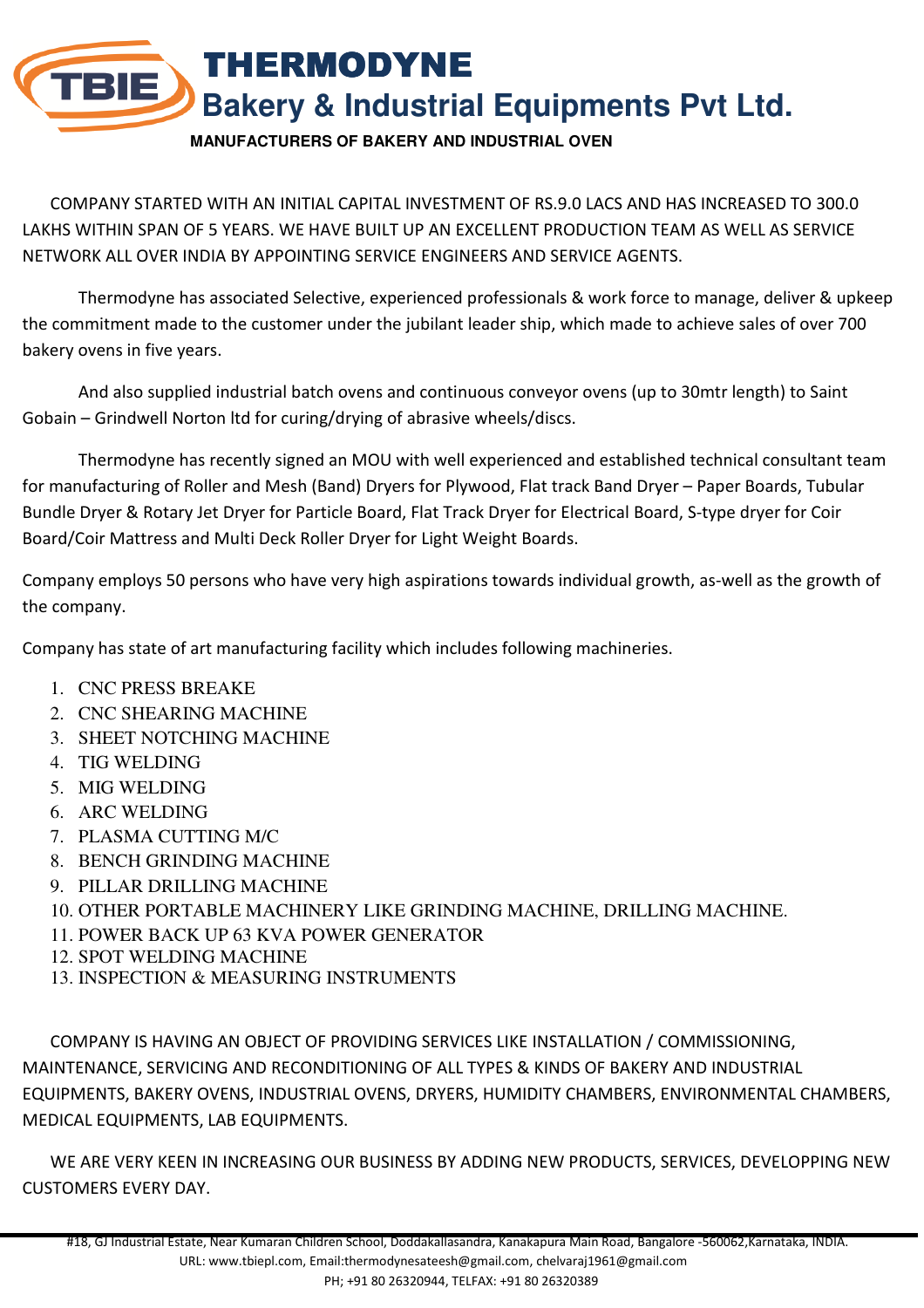# THERMODYNE
## Bakery & Industrial Equipments Pvt Ltd.
**MANUFACTURERS OF BAKERY AND INDUSTRIAL OVEN**

COMPANY STARTED WITH AN INITIAL CAPITAL INVESTMENT OF RS.9.0 LACS AND HAS INCREASED TO 300.0 LAKHS WITHIN SPAN OF 5 YEARS. WE HAVE BUILT UP AN EXCELLENT PRODUCTION TEAM AS WELL AS SERVICE NETWORK ALL OVER INDIA BY APPOINTING SERVICE ENGINEERS AND SERVICE AGENTS.

Thermodyne has associated Selective, experienced professionals & work force to manage, deliver & upkeep the commitment made to the customer under the jubilant leader ship, which made to achieve sales of over 700 bakery ovens in five years.

And also supplied industrial batch ovens and continuous conveyor ovens (up to 30mtr length) to Saint Gobain – Grindwell Norton ltd for curing/drying of abrasive wheels/discs.

Thermodyne has recently signed an MOU with well experienced and established technical consultant team for manufacturing of Roller and Mesh (Band) Dryers for Plywood, Flat track Band Dryer – Paper Boards, Tubular Bundle Dryer & Rotary Jet Dryer for Particle Board, Flat Track Dryer for Electrical Board, S-type dryer for Coir Board/Coir Mattress and Multi Deck Roller Dryer for Light Weight Boards.

Company employs 50 persons who have very high aspirations towards individual growth, as-well as the growth of the company.

Company has state of art manufacturing facility which includes following machineries.

1. CNC PRESS BREAKE
2. CNC SHEARING MACHINE
3. SHEET NOTCHING MACHINE
4. TIG WELDING
5. MIG WELDING
6. ARC WELDING
7. PLASMA CUTTING M/C
8. BENCH GRINDING MACHINE
9. PILLAR DRILLING MACHINE
10. OTHER PORTABLE MACHINERY LIKE GRINDING MACHINE, DRILLING MACHINE.
11. POWER BACK UP 63 KVA POWER GENERATOR
12. SPOT WELDING MACHINE
13. INSPECTION & MEASURING INSTRUMENTS

COMPANY IS HAVING AN OBJECT OF PROVIDING SERVICES LIKE INSTALLATION / COMMISSIONING, MAINTENANCE, SERVICING AND RECONDITIONING OF ALL TYPES & KINDS OF BAKERY AND INDUSTRIAL EQUIPMENTS, BAKERY OVENS, INDUSTRIAL OVENS, DRYERS, HUMIDITY CHAMBERS, ENVIRONMENTAL CHAMBERS, MEDICAL EQUIPMENTS, LAB EQUIPMENTS.

WE ARE VERY KEEN IN INCREASING OUR BUSINESS BY ADDING NEW PRODUCTS, SERVICES, DEVELOPPING NEW CUSTOMERS EVERY DAY.

#18, GJ Industrial Estate, Near Kumaran Children School, Doddakallasandra, Kanakapura Main Road, Bangalore -560062,Karnataka, INDIA.
URL: www.tbiepl.com, Email:thermodynesateesh@gmail.com, chelvaraj1961@gmail.com
PH; +91 80 26320944, TELFAX: +91 80 26320389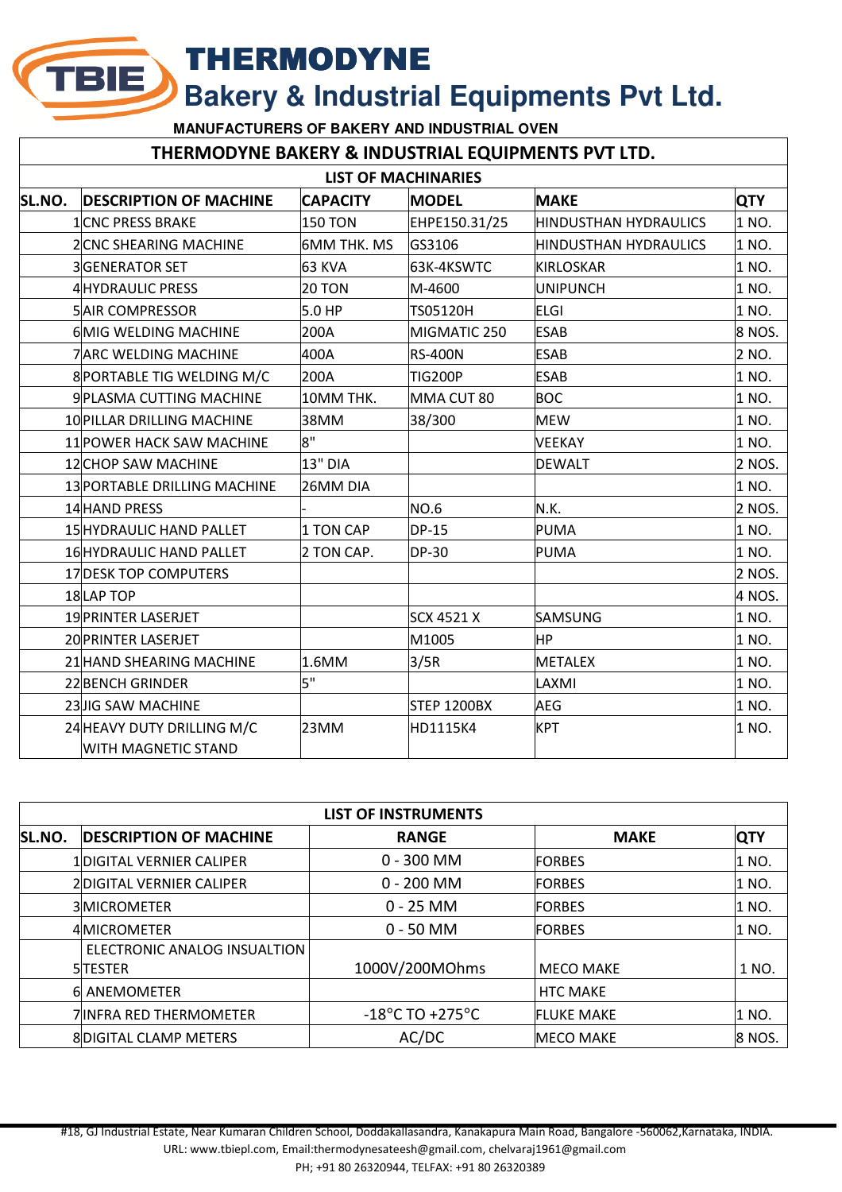# THERMODYNE

## Bakery & Industrial Equipments Pvt Ltd.

**MANUFACTURERS OF BAKERY AND INDUSTRIAL OVEN**

**THERMODYNE BAKERY & INDUSTRIAL EQUIPMENTS PVT LTD.**

**LIST OF MACHINARIES**

| SL.NO. | DESCRIPTION OF MACHINE | CAPACITY | MODEL | MAKE | QTY |
|---|---|---|---|---|---|
| 1 | CNC PRESS BRAKE | 150 TON | EHPE150.31/25 | HINDUSTHAN HYDRAULICS | 1 NO. |
| 2 | CNC SHEARING MACHINE | 6MM THK. MS | GS3106 | HINDUSTHAN HYDRAULICS | 1 NO. |
| 3 | GENERATOR SET | 63 KVA | 63K-4KSWTC | KIRLOSKAR | 1 NO. |
| 4 | HYDRAULIC PRESS | 20 TON | M-4600 | UNIPUNCH | 1 NO. |
| 5 | AIR COMPRESSOR | 5.0 HP | TS05120H | ELGI | 1 NO. |
| 6 | MIG WELDING MACHINE | 200A | MIGMATIC 250 | ESAB | 8 NOS. |
| 7 | ARC WELDING MACHINE | 400A | RS-400N | ESAB | 2 NO. |
| 8 | PORTABLE TIG WELDING M/C | 200A | TIG200P | ESAB | 1 NO. |
| 9 | PLASMA CUTTING MACHINE | 10MM THK. | MMA CUT 80 | BOC | 1 NO. |
| 10 | PILLAR DRILLING MACHINE | 38MM | 38/300 | MEW | 1 NO. |
| 11 | POWER HACK SAW MACHINE | 8" | | VEEKAY | 1 NO. |
| 12 | CHOP SAW MACHINE | 13" DIA | | DEWALT | 2 NOS. |
| 13 | PORTABLE DRILLING MACHINE | 26MM DIA | | | 1 NO. |
| 14 | HAND PRESS | - | NO.6 | N.K. | 2 NOS. |
| 15 | HYDRAULIC HAND PALLET | 1 TON CAP | DP-15 | PUMA | 1 NO. |
| 16 | HYDRAULIC HAND PALLET | 2 TON CAP. | DP-30 | PUMA | 1 NO. |
| 17 | DESK TOP COMPUTERS | | | | 2 NOS. |
| 18 | LAP TOP | | | | 4 NOS. |
| 19 | PRINTER LASERJET | | SCX 4521 X | SAMSUNG | 1 NO. |
| 20 | PRINTER LASERJET | | M1005 | HP | 1 NO. |
| 21 | HAND SHEARING MACHINE | 1.6MM | 3/5R | METALEX | 1 NO. |
| 22 | BENCH GRINDER | 5" | | LAXMI | 1 NO. |
| 23 | JIG SAW MACHINE | | STEP 1200BX | AEG | 1 NO. |
| 24 | HEAVY DUTY DRILLING M/C WITH MAGNETIC STAND | 23MM | HD1115K4 | KPT | 1 NO. |

**LIST OF INSTRUMENTS**

| SL.NO. | DESCRIPTION OF MACHINE | RANGE | MAKE | QTY |
|---|---|---|---|---|
| 1 | DIGITAL VERNIER CALIPER | 0 - 300 MM | FORBES | 1 NO. |
| 2 | DIGITAL VERNIER CALIPER | 0 - 200 MM | FORBES | 1 NO. |
| 3 | MICROMETER | 0 - 25 MM | FORBES | 1 NO. |
| 4 | MICROMETER | 0 - 50 MM | FORBES | 1 NO. |
| 5 | ELECTRONIC ANALOG INSUALTION TESTER | 1000V/200MOhms | MECO MAKE | 1 NO. |
| 6 | ANEMOMETER | | HTC MAKE | |
| 7 | INFRA RED THERMOMETER | -18°C TO +275°C | FLUKE MAKE | 1 NO. |
| 8 | DIGITAL CLAMP METERS | AC/DC | MECO MAKE | 8 NOS. |

#18, GJ Industrial Estate, Near Kumaran Children School, Doddakallasandra, Kanakapura Main Road, Bangalore -560062,Karnataka, INDIA.
URL: www.tbiepl.com, Email:thermodynesateesh@gmail.com, chelvaraj1961@gmail.com
PH; +91 80 26320944, TELFAX: +91 80 26320389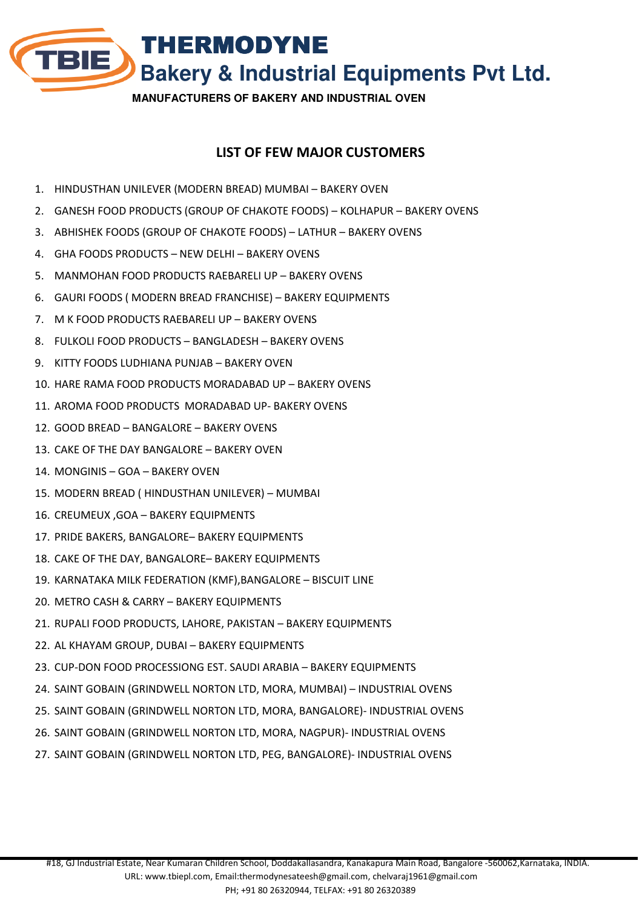# THERMODYNE

## Bakery & Industrial Equipments Pvt Ltd.

**MANUFACTURERS OF BAKERY AND INDUSTRIAL OVEN**

## LIST OF FEW MAJOR CUSTOMERS

1. HINDUSTHAN UNILEVER (MODERN BREAD) MUMBAI – BAKERY OVEN
2. GANESH FOOD PRODUCTS (GROUP OF CHAKOTE FOODS) – KOLHAPUR – BAKERY OVENS
3. ABHISHEK FOODS (GROUP OF CHAKOTE FOODS) – LATHUR – BAKERY OVENS
4. GHA FOODS PRODUCTS – NEW DELHI – BAKERY OVENS
5. MANMOHAN FOOD PRODUCTS RAEBARELI UP – BAKERY OVENS
6. GAURI FOODS ( MODERN BREAD FRANCHISE) – BAKERY EQUIPMENTS
7. M K FOOD PRODUCTS RAEBARELI UP – BAKERY OVENS
8. FULKOLI FOOD PRODUCTS – BANGLADESH – BAKERY OVENS
9. KITTY FOODS LUDHIANA PUNJAB – BAKERY OVEN
10. HARE RAMA FOOD PRODUCTS MORADABAD UP – BAKERY OVENS
11. AROMA FOOD PRODUCTS MORADABAD UP- BAKERY OVENS
12. GOOD BREAD – BANGALORE – BAKERY OVENS
13. CAKE OF THE DAY BANGALORE – BAKERY OVEN
14. MONGINIS – GOA – BAKERY OVEN
15. MODERN BREAD ( HINDUSTHAN UNILEVER) – MUMBAI
16. CREUMEUX ,GOA – BAKERY EQUIPMENTS
17. PRIDE BAKERS, BANGALORE– BAKERY EQUIPMENTS
18. CAKE OF THE DAY, BANGALORE– BAKERY EQUIPMENTS
19. KARNATAKA MILK FEDERATION (KMF),BANGALORE – BISCUIT LINE
20. METRO CASH & CARRY – BAKERY EQUIPMENTS
21. RUPALI FOOD PRODUCTS, LAHORE, PAKISTAN – BAKERY EQUIPMENTS
22. AL KHAYAM GROUP, DUBAI – BAKERY EQUIPMENTS
23. CUP-DON FOOD PROCESSIONG EST. SAUDI ARABIA – BAKERY EQUIPMENTS
24. SAINT GOBAIN (GRINDWELL NORTON LTD, MORA, MUMBAI) – INDUSTRIAL OVENS
25. SAINT GOBAIN (GRINDWELL NORTON LTD, MORA, BANGALORE)- INDUSTRIAL OVENS
26. SAINT GOBAIN (GRINDWELL NORTON LTD, MORA, NAGPUR)- INDUSTRIAL OVENS
27. SAINT GOBAIN (GRINDWELL NORTON LTD, PEG, BANGALORE)- INDUSTRIAL OVENS

#18, GJ Industrial Estate, Near Kumaran Children School, Doddakallasandra, Kanakapura Main Road, Bangalore -560062,Karnataka, INDIA.
URL: www.tbiepl.com, Email:thermodynesateesh@gmail.com, chelvaraj1961@gmail.com
PH; +91 80 26320944, TELFAX: +91 80 26320389